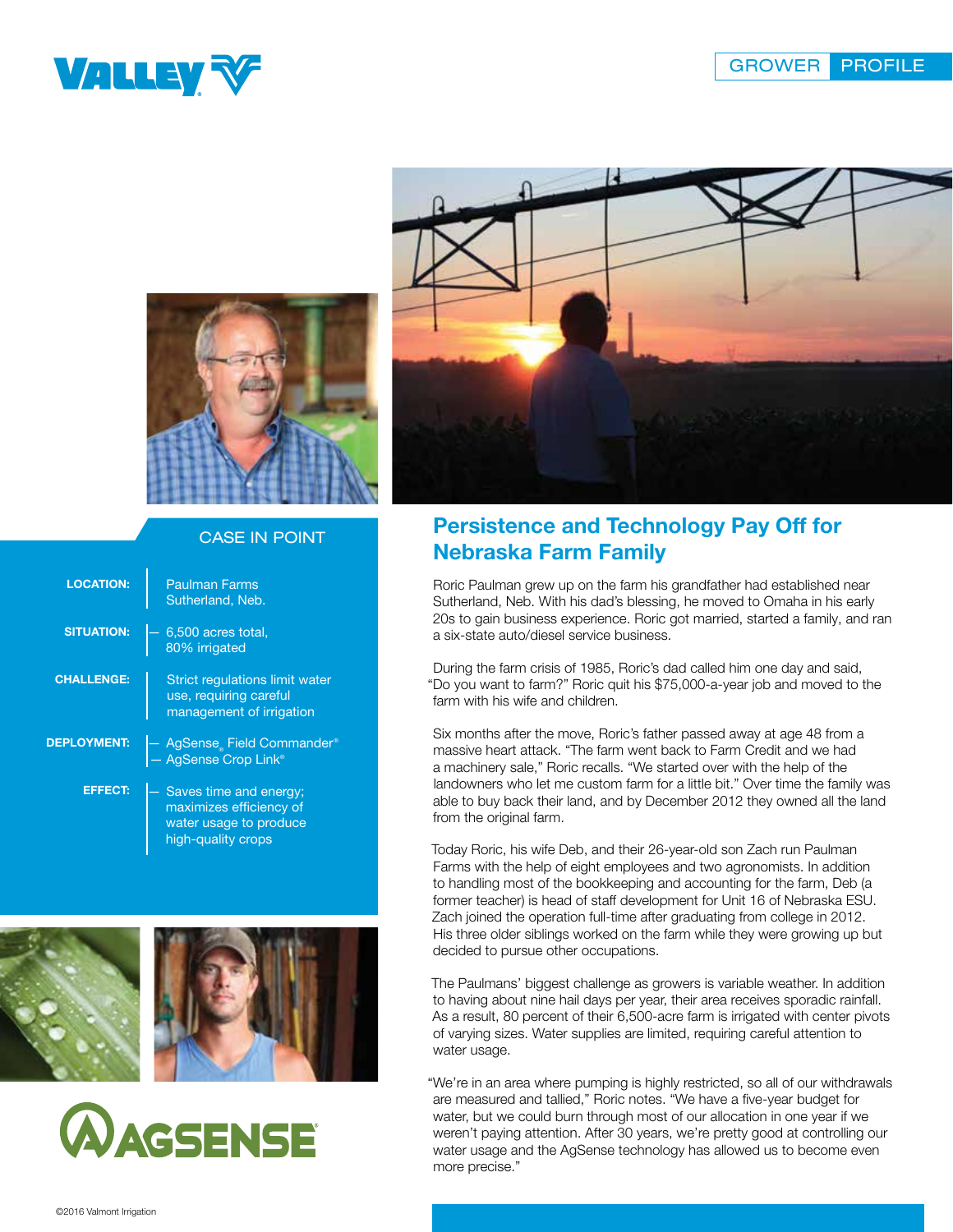VALLEY

GROWER PROFILE

## CASE IN POINT

| | |
|---|---|
| **LOCATION:** | Paulman Farms<br>Sutherland, Neb. |
| **SITUATION:** | — 6,500 acres total,<br>80% irrigated |
| **CHALLENGE:** | Strict regulations limit water use, requiring careful management of irrigation |
| **DEPLOYMENT:** | — AgSense® Field Commander®<br>— AgSense Crop Link® |
| **EFFECT:** | — Saves time and energy; maximizes efficiency of water usage to produce high-quality crops |

AGSENSE®

# Persistence and Technology Pay Off for Nebraska Farm Family

Roric Paulman grew up on the farm his grandfather had established near Sutherland, Neb. With his dad's blessing, he moved to Omaha in his early 20s to gain business experience. Roric got married, started a family, and ran a six-state auto/diesel service business.

During the farm crisis of 1985, Roric's dad called him one day and said, "Do you want to farm?" Roric quit his $75,000-a-year job and moved to the farm with his wife and children.

Six months after the move, Roric's father passed away at age 48 from a massive heart attack. "The farm went back to Farm Credit and we had a machinery sale," Roric recalls. "We started over with the help of the landowners who let me custom farm for a little bit." Over time the family was able to buy back their land, and by December 2012 they owned all the land from the original farm.

Today Roric, his wife Deb, and their 26-year-old son Zach run Paulman Farms with the help of eight employees and two agronomists. In addition to handling most of the bookkeeping and accounting for the farm, Deb (a former teacher) is head of staff development for Unit 16 of Nebraska ESU. Zach joined the operation full-time after graduating from college in 2012. His three older siblings worked on the farm while they were growing up but decided to pursue other occupations.

The Paulmans' biggest challenge as growers is variable weather. In addition to having about nine hail days per year, their area receives sporadic rainfall. As a result, 80 percent of their 6,500-acre farm is irrigated with center pivots of varying sizes. Water supplies are limited, requiring careful attention to water usage.

"We're in an area where pumping is highly restricted, so all of our withdrawals are measured and tallied," Roric notes. "We have a five-year budget for water, but we could burn through most of our allocation in one year if we weren't paying attention. After 30 years, we're pretty good at controlling our water usage and the AgSense technology has allowed us to become even more precise."

©2016 Valmont Irrigation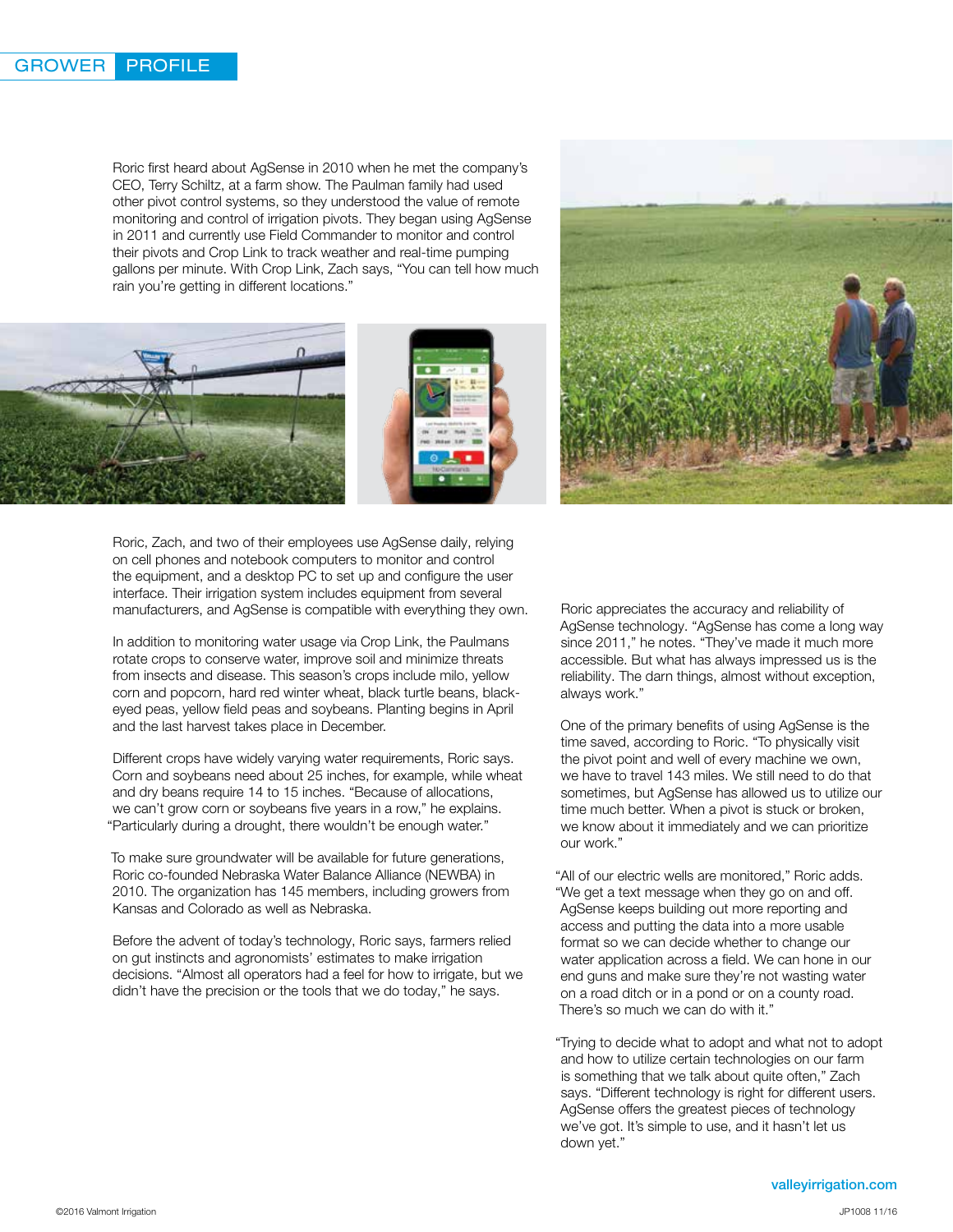GROWER PROFILE

Roric first heard about AgSense in 2010 when he met the company's CEO, Terry Schiltz, at a farm show. The Paulman family had used other pivot control systems, so they understood the value of remote monitoring and control of irrigation pivots. They began using AgSense in 2011 and currently use Field Commander to monitor and control their pivots and Crop Link to track weather and real-time pumping gallons per minute. With Crop Link, Zach says, "You can tell how much rain you're getting in different locations."

Roric, Zach, and two of their employees use AgSense daily, relying on cell phones and notebook computers to monitor and control the equipment, and a desktop PC to set up and configure the user interface. Their irrigation system includes equipment from several manufacturers, and AgSense is compatible with everything they own.

In addition to monitoring water usage via Crop Link, the Paulmans rotate crops to conserve water, improve soil and minimize threats from insects and disease. This season's crops include milo, yellow corn and popcorn, hard red winter wheat, black turtle beans, black-eyed peas, yellow field peas and soybeans. Planting begins in April and the last harvest takes place in December.

Different crops have widely varying water requirements, Roric says. Corn and soybeans need about 25 inches, for example, while wheat and dry beans require 14 to 15 inches. "Because of allocations, we can't grow corn or soybeans five years in a row," he explains. "Particularly during a drought, there wouldn't be enough water."

To make sure groundwater will be available for future generations, Roric co-founded Nebraska Water Balance Alliance (NEWBA) in 2010. The organization has 145 members, including growers from Kansas and Colorado as well as Nebraska.

Before the advent of today's technology, Roric says, farmers relied on gut instincts and agronomists' estimates to make irrigation decisions. "Almost all operators had a feel for how to irrigate, but we didn't have the precision or the tools that we do today," he says.

Roric appreciates the accuracy and reliability of AgSense technology. "AgSense has come a long way since 2011," he notes. "They've made it much more accessible. But what has always impressed us is the reliability. The darn things, almost without exception, always work."

One of the primary benefits of using AgSense is the time saved, according to Roric. "To physically visit the pivot point and well of every machine we own, we have to travel 143 miles. We still need to do that sometimes, but AgSense has allowed us to utilize our time much better. When a pivot is stuck or broken, we know about it immediately and we can prioritize our work."

"All of our electric wells are monitored," Roric adds. "We get a text message when they go on and off. AgSense keeps building out more reporting and access and putting the data into a more usable format so we can decide whether to change our water application across a field. We can hone in our end guns and make sure they're not wasting water on a road ditch or in a pond or on a county road. There's so much we can do with it."

"Trying to decide what to adopt and what not to adopt and how to utilize certain technologies on our farm is something that we talk about quite often," Zach says. "Different technology is right for different users. AgSense offers the greatest pieces of technology we've got. It's simple to use, and it hasn't let us down yet."

valleyirrigation.com

©2016 Valmont Irrigation

JP1008 11/16